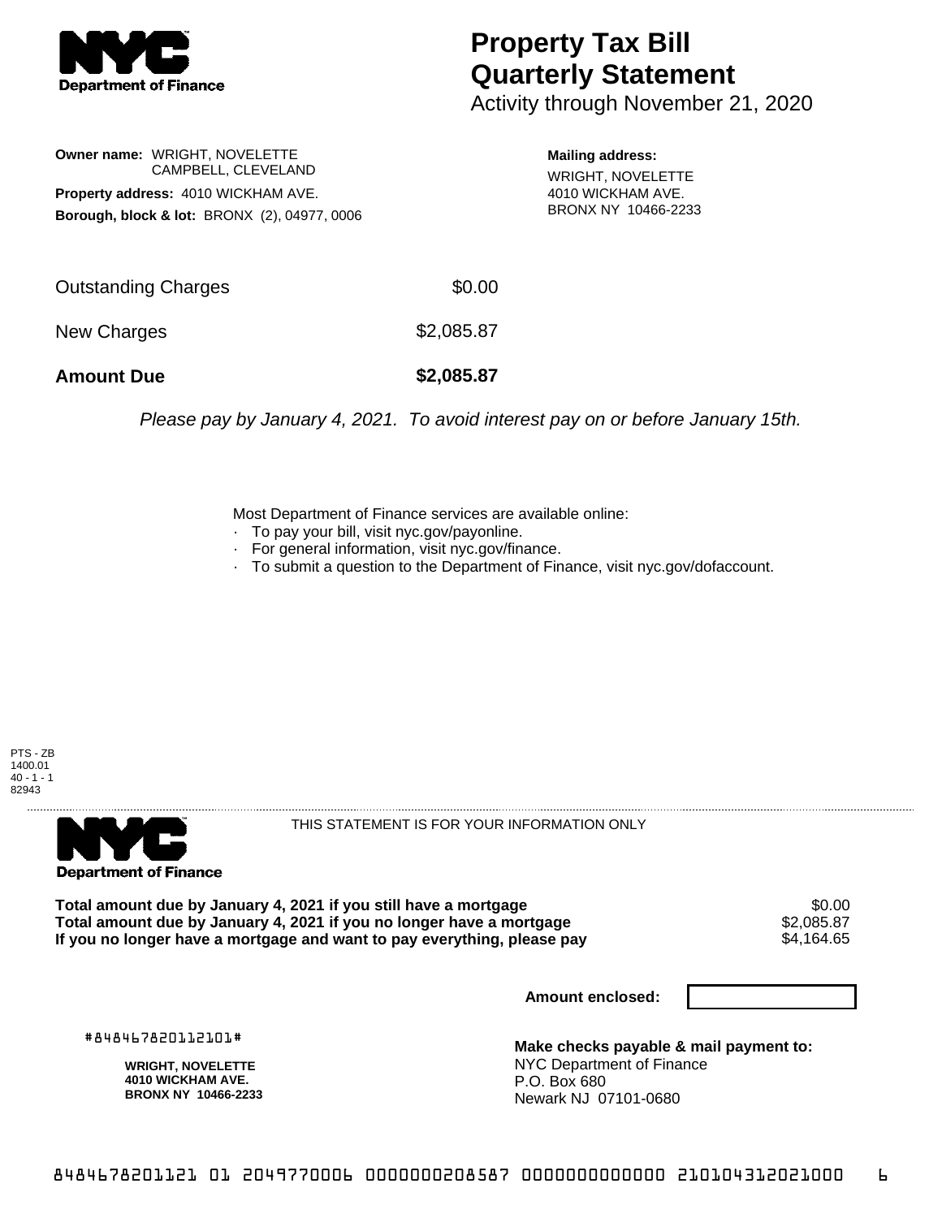**NYC Department of Finance**

# Property Tax Bill Quarterly Statement

Activity through November 21, 2020

**Owner name:** WRIGHT, NOVELETTE
CAMPBELL, CLEVELAND

**Property address:** 4010 WICKHAM AVE.

**Borough, block & lot:** BRONX (2), 04977, 0006

**Mailing address:**
WRIGHT, NOVELETTE
4010 WICKHAM AVE.
BRONX NY 10466-2233

| | |
|---|---|
| Outstanding Charges | $0.00 |
| New Charges | $2,085.87 |
| **Amount Due** | **$2,085.87** |

*Please pay by January 4, 2021. To avoid interest pay on or before January 15th.*

Most Department of Finance services are available online:

- To pay your bill, visit nyc.gov/payonline.
- For general information, visit nyc.gov/finance.
- To submit a question to the Department of Finance, visit nyc.gov/dofaccount.

PTS - ZB
1400.01
40 - 1 - 1
82943

---

**NYC Department of Finance**

THIS STATEMENT IS FOR YOUR INFORMATION ONLY

| | |
|---|---|
| **Total amount due by January 4, 2021 if you still have a mortgage** | $0.00 |
| **Total amount due by January 4, 2021 if you no longer have a mortgage** | $2,085.87 |
| **If you no longer have a mortgage and want to pay everything, please pay** | $4,164.65 |

**Amount enclosed:**

#848467820112101#

**WRIGHT, NOVELETTE**
**4010 WICKHAM AVE.**
**BRONX NY 10466-2233**

**Make checks payable & mail payment to:**
NYC Department of Finance
P.O. Box 680
Newark NJ 07101-0680

8484678201121 01 2049770006 0000000208587 0000000000000 210104312021000 6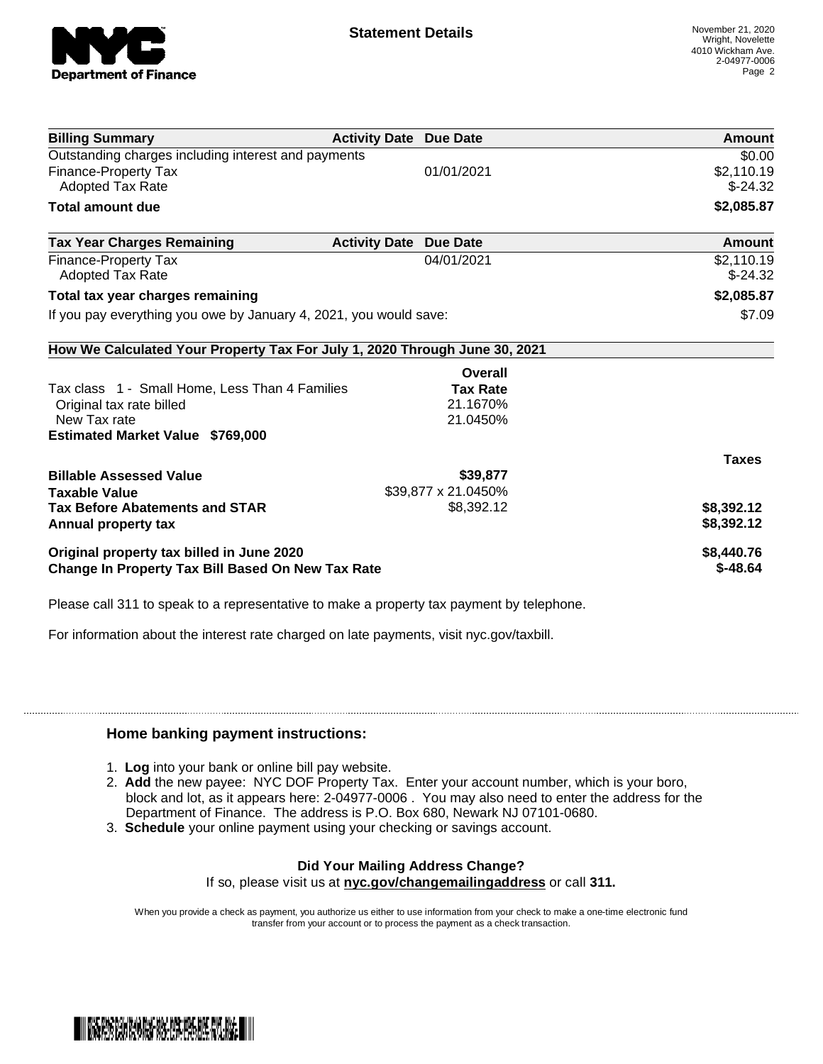## Statement Details

November 21, 2020
Wright, Novelette
4010 Wickham Ave.
2-04977-0006

| Billing Summary | Activity Date | Due Date | Amount |
| --- | --- | --- | --- |
| Outstanding charges including interest and payments | | | $0.00 |
| Finance-Property Tax | | 01/01/2021 | $2,110.19 |
| Adopted Tax Rate | | | $-24.32 |
| **Total amount due** | | | **$2,085.87** |

| Tax Year Charges Remaining | Activity Date | Due Date | Amount |
| --- | --- | --- | --- |
| Finance-Property Tax | | 04/01/2021 | $2,110.19 |
| Adopted Tax Rate | | | $-24.32 |
| **Total tax year charges remaining** | | | **$2,085.87** |
| If you pay everything you owe by January 4, 2021, you would save: | | | $7.09 |

### How We Calculated Your Property Tax For July 1, 2020 Through June 30, 2021

| | Overall Tax Rate | Taxes |
| --- | --- | --- |
| Tax class 1 - Small Home, Less Than 4 Families | | |
| Original tax rate billed | 21.1670% | |
| New Tax rate | 21.0450% | |
| **Estimated Market Value $769,000** | | |
| **Billable Assessed Value** | **$39,877** | |
| **Taxable Value** | $39,877 x 21.0450% | |
| **Tax Before Abatements and STAR** | $8,392.12 | **$8,392.12** |
| **Annual property tax** | | **$8,392.12** |
| **Original property tax billed in June 2020** | | **$8,440.76** |
| **Change In Property Tax Bill Based On New Tax Rate** | | **$-48.64** |

Please call 311 to speak to a representative to make a property tax payment by telephone.

For information about the interest rate charged on late payments, visit nyc.gov/taxbill.

### Home banking payment instructions:

1. **Log** into your bank or online bill pay website.
2. **Add** the new payee: NYC DOF Property Tax. Enter your account number, which is your boro, block and lot, as it appears here: 2-04977-0006 . You may also need to enter the address for the Department of Finance. The address is P.O. Box 680, Newark NJ 07101-0680.
3. **Schedule** your online payment using your checking or savings account.

**Did Your Mailing Address Change?**
If so, please visit us at **nyc.gov/changemailingaddress** or call **311.**

When you provide a check as payment, you authorize us either to use information from your check to make a one-time electronic fund transfer from your account or to process the payment as a check transaction.